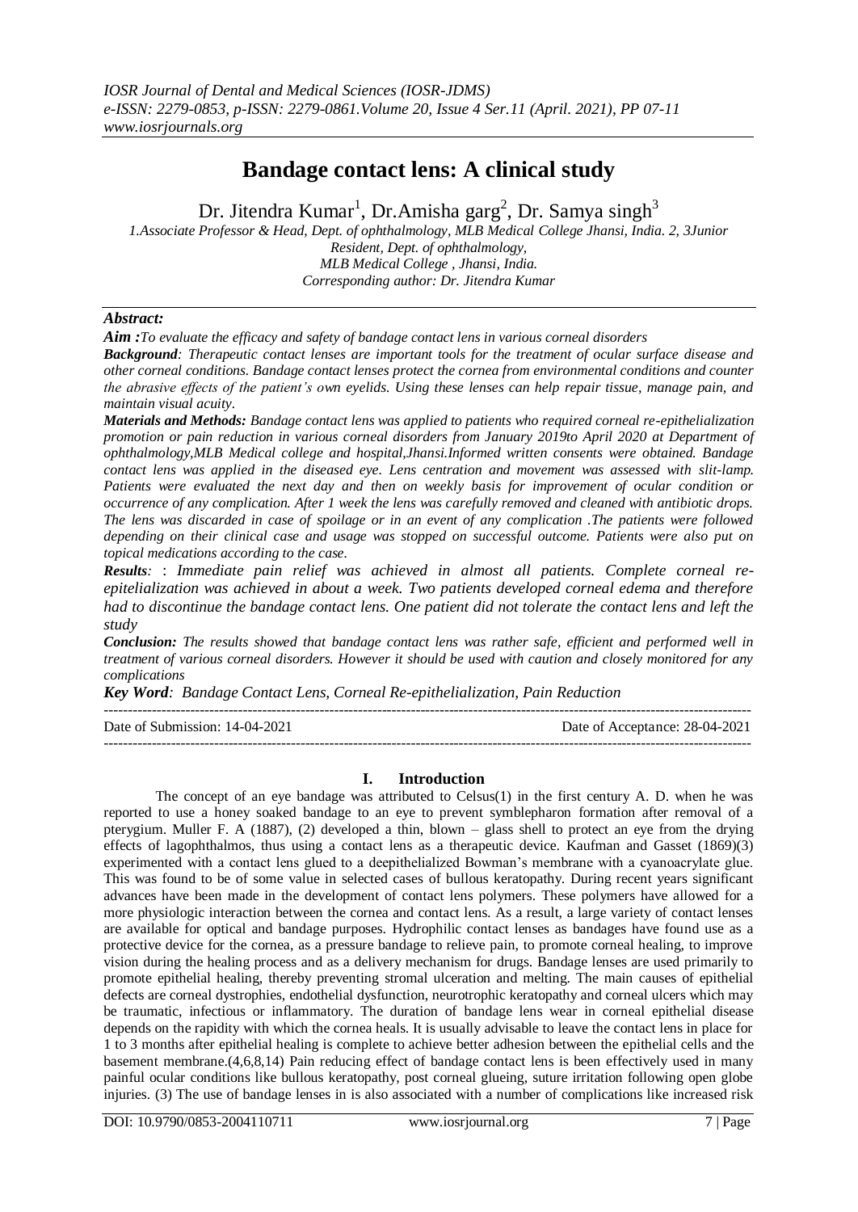# Bandage contact lens: A clinical study

Dr. Jitendra Kumar[1], Dr.Amisha garg[2], Dr. Samya singh[3]

*1.Associate Professor & Head, Dept. of ophthalmology, MLB Medical College Jhansi, India. 2, 3Junior Resident, Dept. of ophthalmology, MLB Medical College , Jhansi, India.*
*Corresponding author: Dr. Jitendra Kumar*

## Abstract:

***Aim :*** *To evaluate the efficacy and safety of bandage contact lens in various corneal disorders*

***Background:*** *Therapeutic contact lenses are important tools for the treatment of ocular surface disease and other corneal conditions. Bandage contact lenses protect the cornea from environmental conditions and counter the abrasive effects of the patient's own eyelids. Using these lenses can help repair tissue, manage pain, and maintain visual acuity.*

***Materials and Methods:*** *Bandage contact lens was applied to patients who required corneal re-epithelialization promotion or pain reduction in various corneal disorders from January 2019to April 2020 at Department of ophthalmology,MLB Medical college and hospital,Jhansi.Informed written consents were obtained. Bandage contact lens was applied in the diseased eye. Lens centration and movement was assessed with slit-lamp. Patients were evaluated the next day and then on weekly basis for improvement of ocular condition or occurrence of any complication. After 1 week the lens was carefully removed and cleaned with antibiotic drops. The lens was discarded in case of spoilage or in an event of any complication .The patients were followed depending on their clinical case and usage was stopped on successful outcome. Patients were also put on topical medications according to the case.*

***Results:*** : *Immediate pain relief was achieved in almost all patients. Complete corneal re-epithelialization was achieved in about a week. Two patients developed corneal edema and therefore had to discontinue the bandage contact lens. One patient did not tolerate the contact lens and left the study*

***Conclusion:*** *The results showed that bandage contact lens was rather safe, efficient and performed well in treatment of various corneal disorders. However it should be used with caution and closely monitored for any complications*

***Key Word****: Bandage Contact Lens, Corneal Re-epithelialization, Pain Reduction*

---

Date of Submission: 14-04-2021 Date of Acceptance: 28-04-2021

---

## I. Introduction

The concept of an eye bandage was attributed to Celsus(1) in the first century A. D. when he was reported to use a honey soaked bandage to an eye to prevent symblepharon formation after removal of a pterygium. Muller F. A (1887), (2) developed a thin, blown – glass shell to protect an eye from the drying effects of lagophthalmos, thus using a contact lens as a therapeutic device. Kaufman and Gasset (1869)(3) experimented with a contact lens glued to a deepithelialized Bowman's membrane with a cyanoacrylate glue. This was found to be of some value in selected cases of bullous keratopathy. During recent years significant advances have been made in the development of contact lens polymers. These polymers have allowed for a more physiologic interaction between the cornea and contact lens. As a result, a large variety of contact lenses are available for optical and bandage purposes. Hydrophilic contact lenses as bandages have found use as a protective device for the cornea, as a pressure bandage to relieve pain, to promote corneal healing, to improve vision during the healing process and as a delivery mechanism for drugs. Bandage lenses are used primarily to promote epithelial healing, thereby preventing stromal ulceration and melting. The main causes of epithelial defects are corneal dystrophies, endothelial dysfunction, neurotrophic keratopathy and corneal ulcers which may be traumatic, infectious or inflammatory. The duration of bandage lens wear in corneal epithelial disease depends on the rapidity with which the cornea heals. It is usually advisable to leave the contact lens in place for 1 to 3 months after epithelial healing is complete to achieve better adhesion between the epithelial cells and the basement membrane.(4,6,8,14) Pain reducing effect of bandage contact lens is been effectively used in many painful ocular conditions like bullous keratopathy, post corneal glueing, suture irritation following open globe injuries. (3) The use of bandage lenses in is also associated with a number of complications like increased risk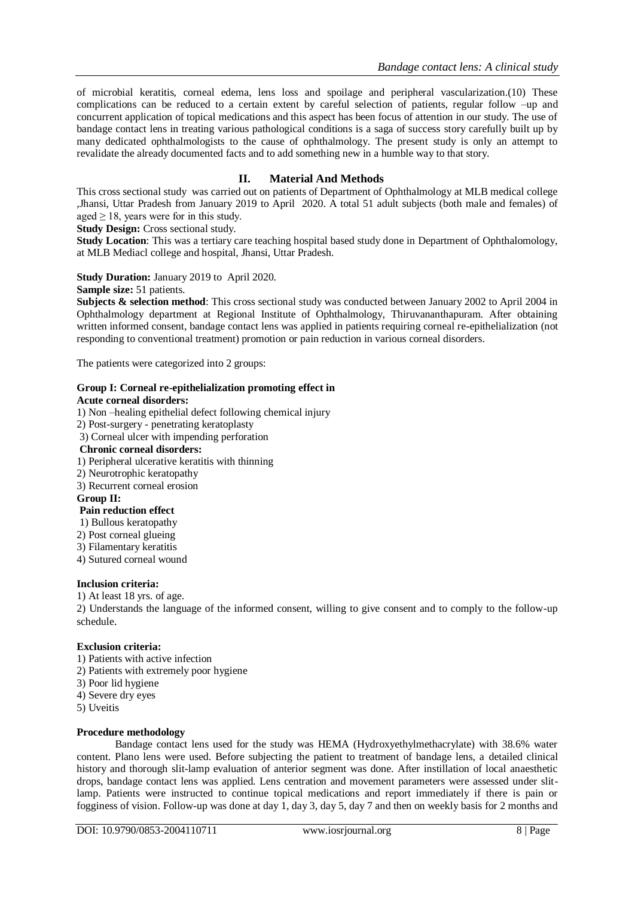of microbial keratitis, corneal edema, lens loss and spoilage and peripheral vascularization.(10) These complications can be reduced to a certain extent by careful selection of patients, regular follow –up and concurrent application of topical medications and this aspect has been focus of attention in our study. The use of bandage contact lens in treating various pathological conditions is a saga of success story carefully built up by many dedicated ophthalmologists to the cause of ophthalmology. The present study is only an attempt to revalidate the already documented facts and to add something new in a humble way to that story.

## II. Material And Methods

This cross sectional study was carried out on patients of Department of Ophthalmology at MLB medical college ,Jhansi, Uttar Pradesh from January 2019 to April 2020. A total 51 adult subjects (both male and females) of aged ≥ 18, years were for in this study.

**Study Design:** Cross sectional study.

**Study Location**: This was a tertiary care teaching hospital based study done in Department of Ophthalomology, at MLB Mediacl college and hospital, Jhansi, Uttar Pradesh.

**Study Duration:** January 2019 to April 2020.

**Sample size:** 51 patients.

**Subjects & selection method**: This cross sectional study was conducted between January 2002 to April 2004 in Ophthalmology department at Regional Institute of Ophthalmology, Thiruvananthapuram. After obtaining written informed consent, bandage contact lens was applied in patients requiring corneal re-epithelialization (not responding to conventional treatment) promotion or pain reduction in various corneal disorders.

The patients were categorized into 2 groups:

**Group I: Corneal re-epithelialization promoting effect in**

**Acute corneal disorders:**

1) Non –healing epithelial defect following chemical injury
2) Post-surgery - penetrating keratoplasty
3) Corneal ulcer with impending perforation

**Chronic corneal disorders:**

1) Peripheral ulcerative keratitis with thinning
2) Neurotrophic keratopathy
3) Recurrent corneal erosion

**Group II:**

**Pain reduction effect**

1) Bullous keratopathy
2) Post corneal glueing
3) Filamentary keratitis
4) Sutured corneal wound

**Inclusion criteria:**

1) At least 18 yrs. of age.
2) Understands the language of the informed consent, willing to give consent and to comply to the follow-up schedule.

**Exclusion criteria:**

1) Patients with active infection
2) Patients with extremely poor hygiene
3) Poor lid hygiene
4) Severe dry eyes
5) Uveitis

**Procedure methodology**

Bandage contact lens used for the study was HEMA (Hydroxyethylmethacrylate) with 38.6% water content. Plano lens were used. Before subjecting the patient to treatment of bandage lens, a detailed clinical history and thorough slit-lamp evaluation of anterior segment was done. After instillation of local anaesthetic drops, bandage contact lens was applied. Lens centration and movement parameters were assessed under slit-lamp. Patients were instructed to continue topical medications and report immediately if there is pain or fogginess of vision. Follow-up was done at day 1, day 3, day 5, day 7 and then on weekly basis for 2 months and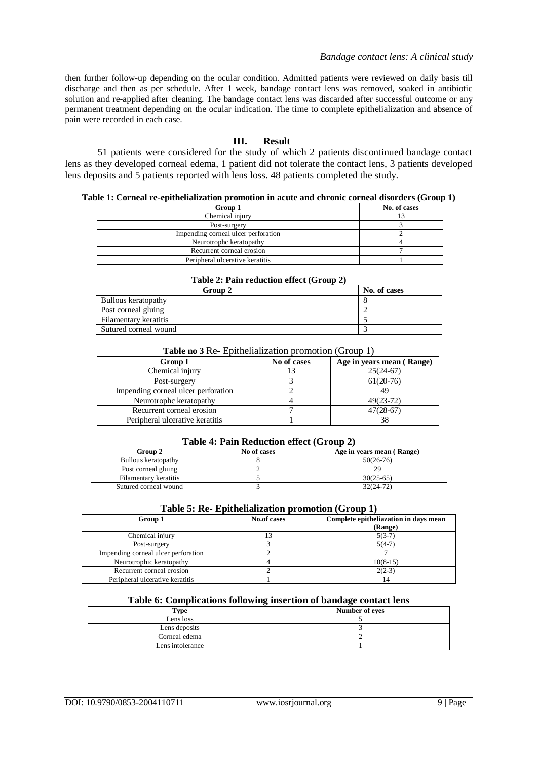then further follow-up depending on the ocular condition. Admitted patients were reviewed on daily basis till discharge and then as per schedule. After 1 week, bandage contact lens was removed, soaked in antibiotic solution and re-applied after cleaning. The bandage contact lens was discarded after successful outcome or any permanent treatment depending on the ocular indication. The time to complete epithelialization and absence of pain were recorded in each case.

## III. Result

51 patients were considered for the study of which 2 patients discontinued bandage contact lens as they developed corneal edema, 1 patient did not tolerate the contact lens, 3 patients developed lens deposits and 5 patients reported with lens loss. 48 patients completed the study.

**Table 1: Corneal re-epithelialization promotion in acute and chronic corneal disorders (Group 1)**

| Group 1 | No. of cases |
|---|---|
| Chemical injury | 13 |
| Post-surgery | 3 |
| Impending corneal ulcer perforation | 2 |
| Neurotrophc keratopathy | 4 |
| Recurrent corneal erosion | 7 |
| Peripheral ulcerative keratitis | 1 |

**Table 2: Pain reduction effect (Group 2)**

| Group 2 | No. of cases |
|---|---|
| Bullous keratopathy | 8 |
| Post corneal gluing | 2 |
| Filamentary keratitis | 5 |
| Sutured corneal wound | 3 |

**Table no 3** Re- Epithelialization promotion (Group 1)

| Group I | No of cases | Age in years mean ( Range) |
|---|---|---|
| Chemical injury | 13 | 25(24-67) |
| Post-surgery | 3 | 61(20-76) |
| Impending corneal ulcer perforation | 2 | 49 |
| Neurotrophc keratopathy | 4 | 49(23-72) |
| Recurrent corneal erosion | 7 | 47(28-67) |
| Peripheral ulcerative keratitis | 1 | 38 |

**Table 4: Pain Reduction effect (Group 2)**

| Group 2 | No of cases | Age in years mean ( Range) |
|---|---|---|
| Bullous keratopathy | 8 | 50(26-76) |
| Post corneal gluing | 2 | 29 |
| Filamentary keratitis | 5 | 30(25-65) |
| Sutured corneal wound | 3 | 32(24-72) |

**Table 5: Re- Epithelialization promotion (Group 1)**

| Group 1 | No.of cases | Complete epitheliazation in days mean (Range) |
|---|---|---|
| Chemical injury | 13 | 5(3-7) |
| Post-surgery | 3 | 5(4-7) |
| Impending corneal ulcer perforation | 2 | 7 |
| Neurotrophic keratopathy | 4 | 10(8-15) |
| Recurrent corneal erosion | 2 | 2(2-3) |
| Peripheral ulcerative keratitis | 1 | 14 |

**Table 6: Complications following insertion of bandage contact lens**

| Type | Number of eyes |
|---|---|
| Lens loss | 5 |
| Lens deposits | 3 |
| Corneal edema | 2 |
| Lens intolerance | 1 |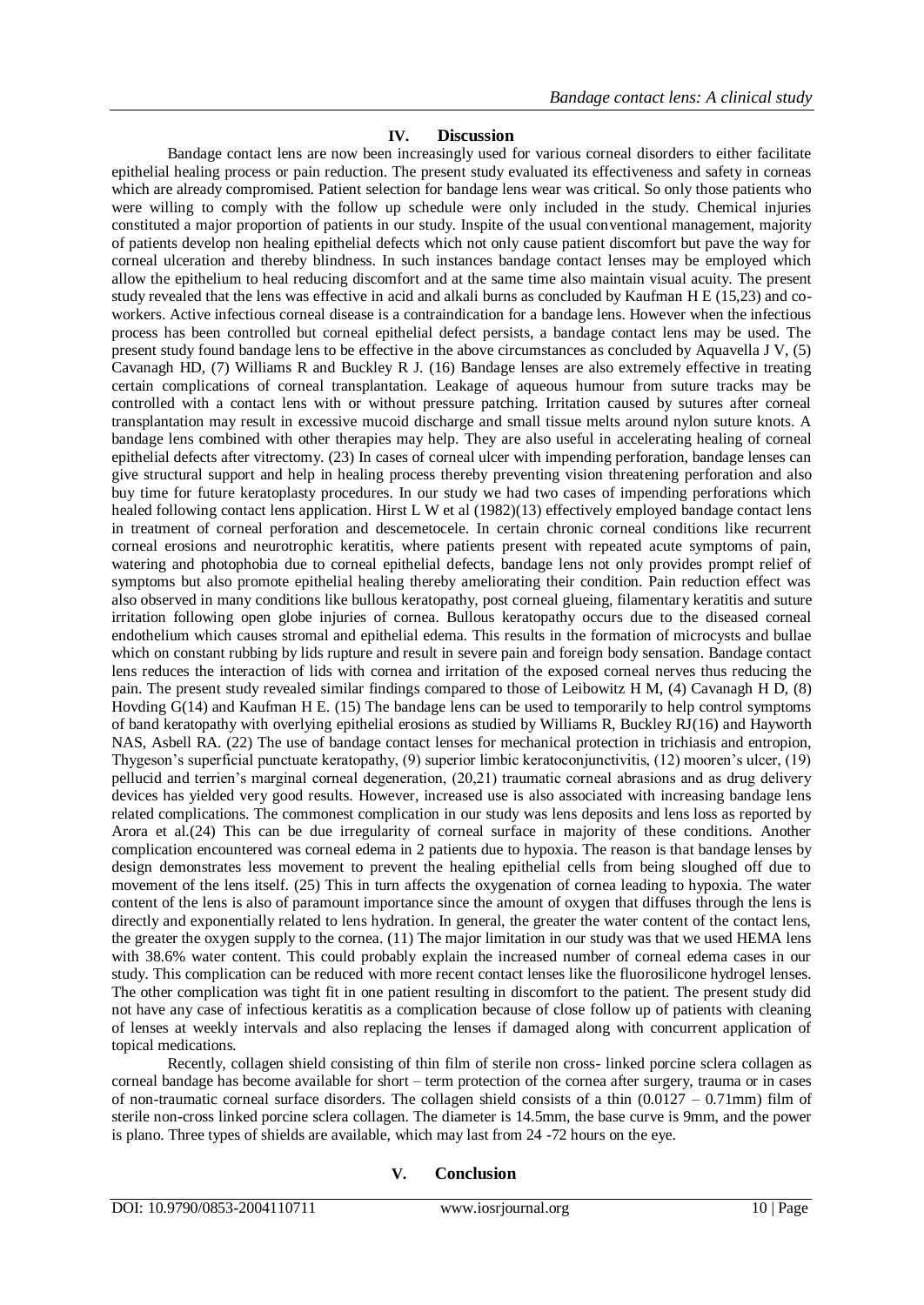## IV. Discussion

Bandage contact lens are now been increasingly used for various corneal disorders to either facilitate epithelial healing process or pain reduction. The present study evaluated its effectiveness and safety in corneas which are already compromised. Patient selection for bandage lens wear was critical. So only those patients who were willing to comply with the follow up schedule were only included in the study. Chemical injuries constituted a major proportion of patients in our study. Inspite of the usual conventional management, majority of patients develop non healing epithelial defects which not only cause patient discomfort but pave the way for corneal ulceration and thereby blindness. In such instances bandage contact lenses may be employed which allow the epithelium to heal reducing discomfort and at the same time also maintain visual acuity. The present study revealed that the lens was effective in acid and alkali burns as concluded by Kaufman H E (15,23) and co-workers. Active infectious corneal disease is a contraindication for a bandage lens. However when the infectious process has been controlled but corneal epithelial defect persists, a bandage contact lens may be used. The present study found bandage lens to be effective in the above circumstances as concluded by Aquavella J V, (5) Cavanagh HD, (7) Williams R and Buckley R J. (16) Bandage lenses are also extremely effective in treating certain complications of corneal transplantation. Leakage of aqueous humour from suture tracks may be controlled with a contact lens with or without pressure patching. Irritation caused by sutures after corneal transplantation may result in excessive mucoid discharge and small tissue melts around nylon suture knots. A bandage lens combined with other therapies may help. They are also useful in accelerating healing of corneal epithelial defects after vitrectomy. (23) In cases of corneal ulcer with impending perforation, bandage lenses can give structural support and help in healing process thereby preventing vision threatening perforation and also buy time for future keratoplasty procedures. In our study we had two cases of impending perforations which healed following contact lens application. Hirst L W et al (1982)(13) effectively employed bandage contact lens in treatment of corneal perforation and descemetocele. In certain chronic corneal conditions like recurrent corneal erosions and neurotrophic keratitis, where patients present with repeated acute symptoms of pain, watering and photophobia due to corneal epithelial defects, bandage lens not only provides prompt relief of symptoms but also promote epithelial healing thereby ameliorating their condition. Pain reduction effect was also observed in many conditions like bullous keratopathy, post corneal glueing, filamentary keratitis and suture irritation following open globe injuries of cornea. Bullous keratopathy occurs due to the diseased corneal endothelium which causes stromal and epithelial edema. This results in the formation of microcysts and bullae which on constant rubbing by lids rupture and result in severe pain and foreign body sensation. Bandage contact lens reduces the interaction of lids with cornea and irritation of the exposed corneal nerves thus reducing the pain. The present study revealed similar findings compared to those of Leibowitz H M, (4) Cavanagh H D, (8) Hovding G(14) and Kaufman H E. (15) The bandage lens can be used to temporarily to help control symptoms of band keratopathy with overlying epithelial erosions as studied by Williams R, Buckley RJ(16) and Hayworth NAS, Asbell RA. (22) The use of bandage contact lenses for mechanical protection in trichiasis and entropion, Thygeson's superficial punctuate keratopathy, (9) superior limbic keratoconjunctivitis, (12) mooren's ulcer, (19) pellucid and terrien's marginal corneal degeneration, (20,21) traumatic corneal abrasions and as drug delivery devices has yielded very good results. However, increased use is also associated with increasing bandage lens related complications. The commonest complication in our study was lens deposits and lens loss as reported by Arora et al.(24) This can be due irregularity of corneal surface in majority of these conditions. Another complication encountered was corneal edema in 2 patients due to hypoxia. The reason is that bandage lenses by design demonstrates less movement to prevent the healing epithelial cells from being sloughed off due to movement of the lens itself. (25) This in turn affects the oxygenation of cornea leading to hypoxia. The water content of the lens is also of paramount importance since the amount of oxygen that diffuses through the lens is directly and exponentially related to lens hydration. In general, the greater the water content of the contact lens, the greater the oxygen supply to the cornea. (11) The major limitation in our study was that we used HEMA lens with 38.6% water content. This could probably explain the increased number of corneal edema cases in our study. This complication can be reduced with more recent contact lenses like the fluorosilicone hydrogel lenses. The other complication was tight fit in one patient resulting in discomfort to the patient. The present study did not have any case of infectious keratitis as a complication because of close follow up of patients with cleaning of lenses at weekly intervals and also replacing the lenses if damaged along with concurrent application of topical medications.

Recently, collagen shield consisting of thin film of sterile non cross- linked porcine sclera collagen as corneal bandage has become available for short – term protection of the cornea after surgery, trauma or in cases of non-traumatic corneal surface disorders. The collagen shield consists of a thin (0.0127 – 0.71mm) film of sterile non-cross linked porcine sclera collagen. The diameter is 14.5mm, the base curve is 9mm, and the power is plano. Three types of shields are available, which may last from 24 -72 hours on the eye.

## V. Conclusion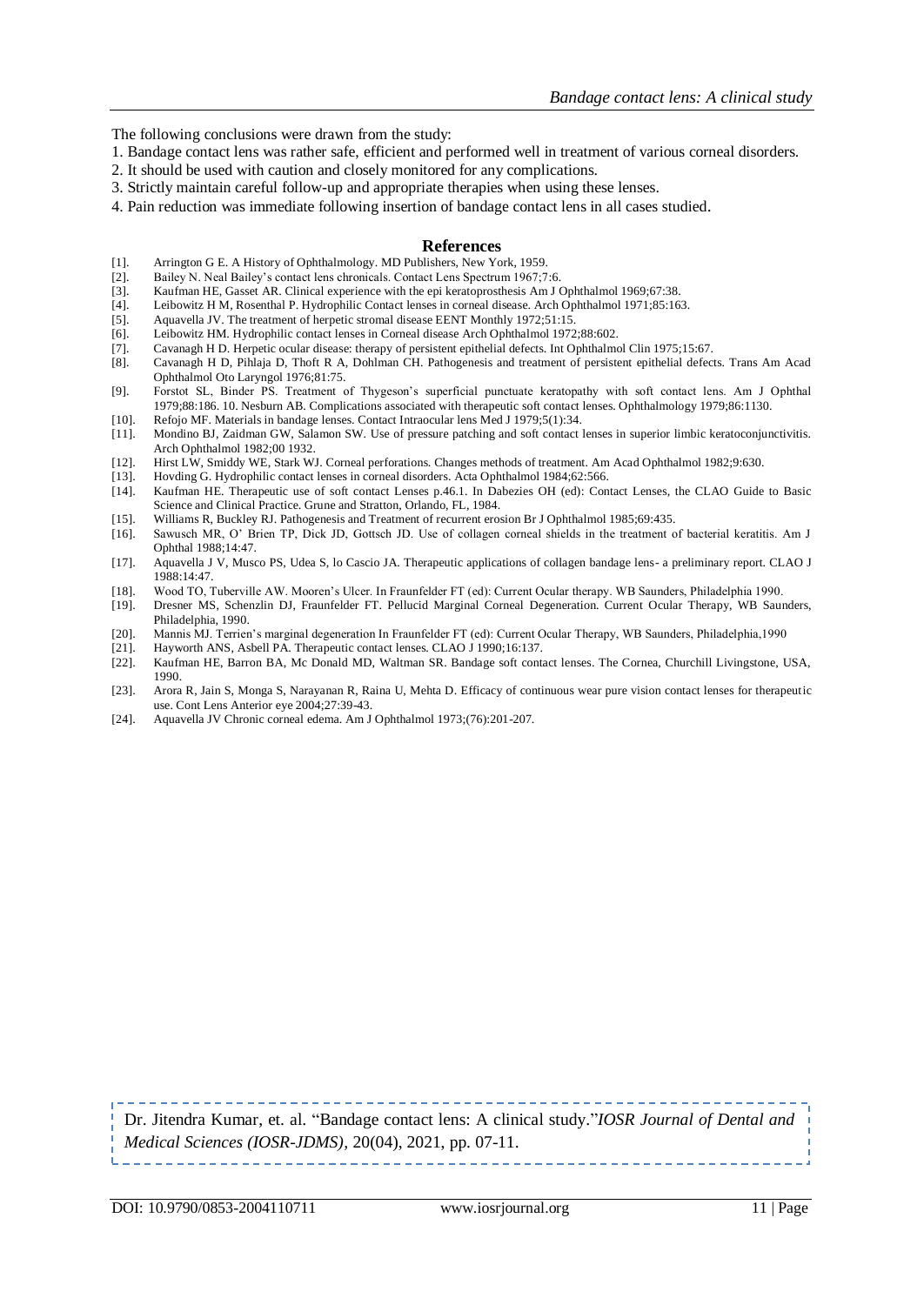The following conclusions were drawn from the study:

1. Bandage contact lens was rather safe, efficient and performed well in treatment of various corneal disorders.
2. It should be used with caution and closely monitored for any complications.
3. Strictly maintain careful follow-up and appropriate therapies when using these lenses.
4. Pain reduction was immediate following insertion of bandage contact lens in all cases studied.

## References

[1]. Arrington G E. A History of Ophthalmology. MD Publishers, New York, 1959.

[2]. Bailey N. Neal Bailey's contact lens chronicals. Contact Lens Spectrum 1967;7:6.

[3]. Kaufman HE, Gasset AR. Clinical experience with the epi keratoprosthesis Am J Ophthalmol 1969;67:38.

[4]. Leibowitz H M, Rosenthal P. Hydrophilic Contact lenses in corneal disease. Arch Ophthalmol 1971;85:163.

[5]. Aquavella JV. The treatment of herpetic stromal disease EENT Monthly 1972;51:15.

[6]. Leibowitz HM. Hydrophilic contact lenses in Corneal disease Arch Ophthalmol 1972;88:602.

[7]. Cavanagh H D. Herpetic ocular disease: therapy of persistent epithelial defects. Int Ophthalmol Clin 1975;15:67.

[8]. Cavanagh H D, Pihlaja D, Thoft R A, Dohlman CH. Pathogenesis and treatment of persistent epithelial defects. Trans Am Acad Ophthalmol Oto Laryngol 1976;81:75.

[9]. Forstot SL, Binder PS. Treatment of Thygeson's superficial punctuate keratopathy with soft contact lens. Am J Ophthal 1979;88:186. 10. Nesburn AB. Complications associated with therapeutic soft contact lenses. Ophthalmology 1979;86:1130.

[10]. Refojo MF. Materials in bandage lenses. Contact Intraocular lens Med J 1979;5(1):34.

[11]. Mondino BJ, Zaidman GW, Salamon SW. Use of pressure patching and soft contact lenses in superior limbic keratoconjunctivitis. Arch Ophthalmol 1982;00 1932.

[12]. Hirst LW, Smiddy WE, Stark WJ. Corneal perforations. Changes methods of treatment. Am Acad Ophthalmol 1982;9:630.

[13]. Hovding G. Hydrophilic contact lenses in corneal disorders. Acta Ophthalmol 1984;62:566.

[14]. Kaufman HE. Therapeutic use of soft contact Lenses p.46.1. In Dabezies OH (ed): Contact Lenses, the CLAO Guide to Basic Science and Clinical Practice. Grune and Stratton, Orlando, FL, 1984.

[15]. Williams R, Buckley RJ. Pathogenesis and Treatment of recurrent erosion Br J Ophthalmol 1985;69:435.

[16]. Sawusch MR, O' Brien TP, Dick JD, Gottsch JD. Use of collagen corneal shields in the treatment of bacterial keratitis. Am J Ophthal 1988;14:47.

[17]. Aquavella J V, Musco PS, Udea S, lo Cascio JA. Therapeutic applications of collagen bandage lens- a preliminary report. CLAO J 1988:14:47.

[18]. Wood TO, Tuberville AW. Mooren's Ulcer. In Fraunfelder FT (ed): Current Ocular therapy. WB Saunders, Philadelphia 1990.

[19]. Dresner MS, Schenzlin DJ, Fraunfelder FT. Pellucid Marginal Corneal Degeneration. Current Ocular Therapy, WB Saunders, Philadelphia, 1990.

[20]. Mannis MJ. Terrien's marginal degeneration In Fraunfelder FT (ed): Current Ocular Therapy, WB Saunders, Philadelphia,1990

[21]. Hayworth ANS, Asbell PA. Therapeutic contact lenses. CLAO J 1990;16:137.

[22]. Kaufman HE, Barron BA, Mc Donald MD, Waltman SR. Bandage soft contact lenses. The Cornea, Churchill Livingstone, USA, 1990.

[23]. Arora R, Jain S, Monga S, Narayanan R, Raina U, Mehta D. Efficacy of continuous wear pure vision contact lenses for therapeutic use. Cont Lens Anterior eye 2004;27:39-43.

[24]. Aquavella JV Chronic corneal edema. Am J Ophthalmol 1973;(76):201-207.

Dr. Jitendra Kumar, et. al. "Bandage contact lens: A clinical study."*IOSR Journal of Dental and Medical Sciences (IOSR-JDMS)*, 20(04), 2021, pp. 07-11.